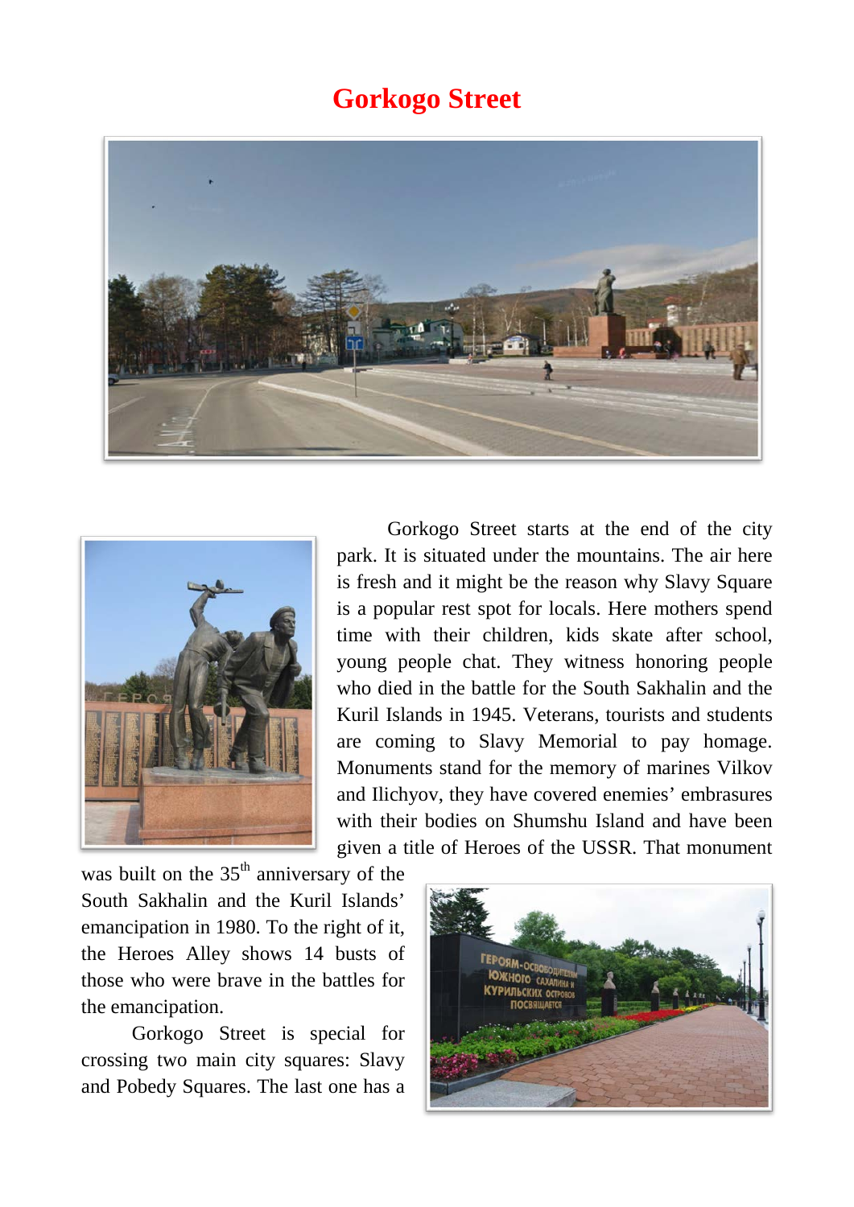# Gorkogo Street

Gorkogo Street starts at the end of the city park. It is situated under the mountains. The air here is fresh and it might be the reason why Slavy Square is a popular rest spot for locals. Here mothers spend time with their children, kids skate after school, young people chat. They witness honoring people who died in the battle for the South Sakhalin and the Kuril Islands in 1945. Veterans, tourists and students are coming to Slavy Memorial to pay homage. Monuments stand for the memory of marines Vilkov and Ilichyov, they have covered enemies' embrasures with their bodies on Shumshu Island and have been given a title of Heroes of the USSR. That monument was built on the 35th anniversary of the South Sakhalin and the Kuril Islands' emancipation in 1980. To the right of it, the Heroes Alley shows 14 busts of those who were brave in the battles for the emancipation.

Gorkogo Street is special for crossing two main city squares: Slavy and Pobedy Squares. The last one has a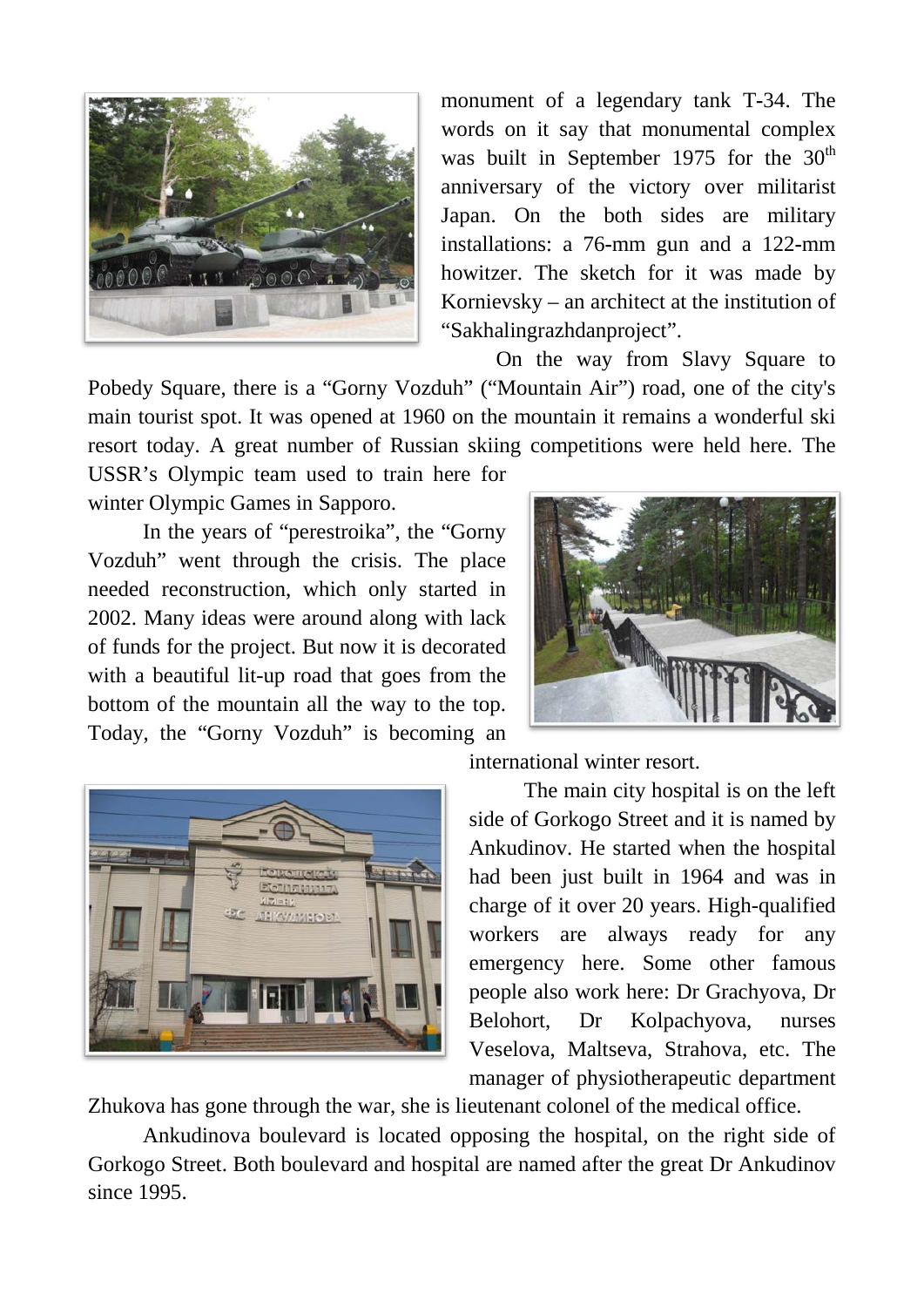monument of a legendary tank T-34. The words on it say that monumental complex was built in September 1975 for the 30th anniversary of the victory over militarist Japan. On the both sides are military installations: a 76-mm gun and a 122-mm howitzer. The sketch for it was made by Kornievsky – an architect at the institution of "Sakhalingrazhdanproject".

On the way from Slavy Square to Pobedy Square, there is a "Gorny Vozduh" ("Mountain Air") road, one of the city's main tourist spot. It was opened at 1960 on the mountain it remains a wonderful ski resort today. A great number of Russian skiing competitions were held here. The USSR's Olympic team used to train here for winter Olympic Games in Sapporo.

In the years of "perestroika", the "Gorny Vozduh" went through the crisis. The place needed reconstruction, which only started in 2002. Many ideas were around along with lack of funds for the project. But now it is decorated with a beautiful lit-up road that goes from the bottom of the mountain all the way to the top. Today, the "Gorny Vozduh" is becoming an international winter resort.

The main city hospital is on the left side of Gorkogo Street and it is named by Ankudinov. He started when the hospital had been just built in 1964 and was in charge of it over 20 years. High-qualified workers are always ready for any emergency here. Some other famous people also work here: Dr Grachyova, Dr Belohort, Dr Kolpachyova, nurses Veselova, Maltseva, Strahova, etc. The manager of physiotherapeutic department Zhukova has gone through the war, she is lieutenant colonel of the medical office.

Ankudinova boulevard is located opposing the hospital, on the right side of Gorkogo Street. Both boulevard and hospital are named after the great Dr Ankudinov since 1995.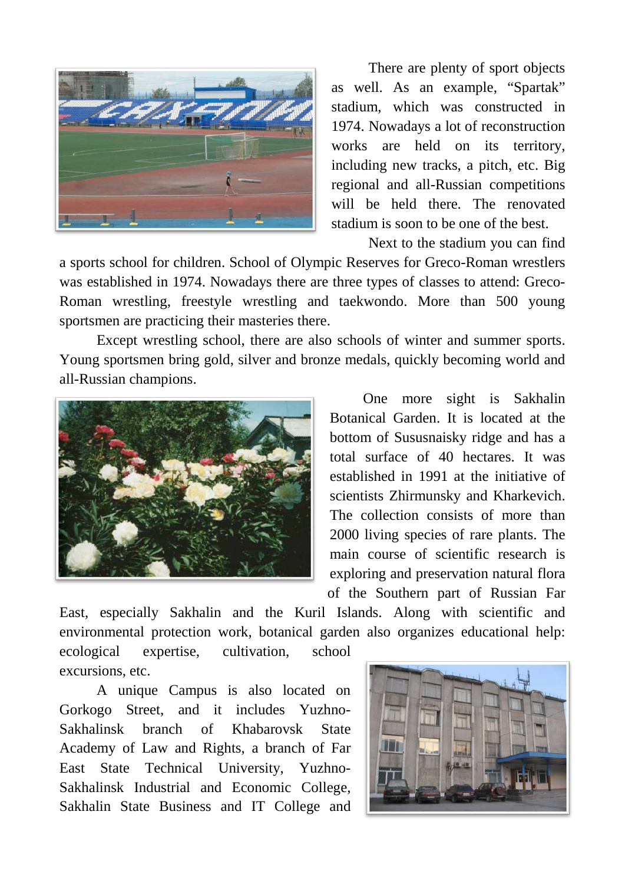There are plenty of sport objects as well. As an example, "Spartak" stadium, which was constructed in 1974. Nowadays a lot of reconstruction works are held on its territory, including new tracks, a pitch, etc. Big regional and all-Russian competitions will be held there. The renovated stadium is soon to be one of the best.

Next to the stadium you can find a sports school for children. School of Olympic Reserves for Greco-Roman wrestlers was established in 1974. Nowadays there are three types of classes to attend: Greco-Roman wrestling, freestyle wrestling and taekwondo. More than 500 young sportsmen are practicing their masteries there.

Except wrestling school, there are also schools of winter and summer sports. Young sportsmen bring gold, silver and bronze medals, quickly becoming world and all-Russian champions.

One more sight is Sakhalin Botanical Garden. It is located at the bottom of Sususnaisky ridge and has a total surface of 40 hectares. It was established in 1991 at the initiative of scientists Zhirmunsky and Kharkevich. The collection consists of more than 2000 living species of rare plants. The main course of scientific research is exploring and preservation natural flora of the Southern part of Russian Far East, especially Sakhalin and the Kuril Islands. Along with scientific and environmental protection work, botanical garden also organizes educational help: ecological expertise, cultivation, school excursions, etc.

A unique Campus is also located on Gorkogo Street, and it includes Yuzhno-Sakhalinsk branch of Khabarovsk State Academy of Law and Rights, a branch of Far East State Technical University, Yuzhno-Sakhalinsk Industrial and Economic College, Sakhalin State Business and IT College and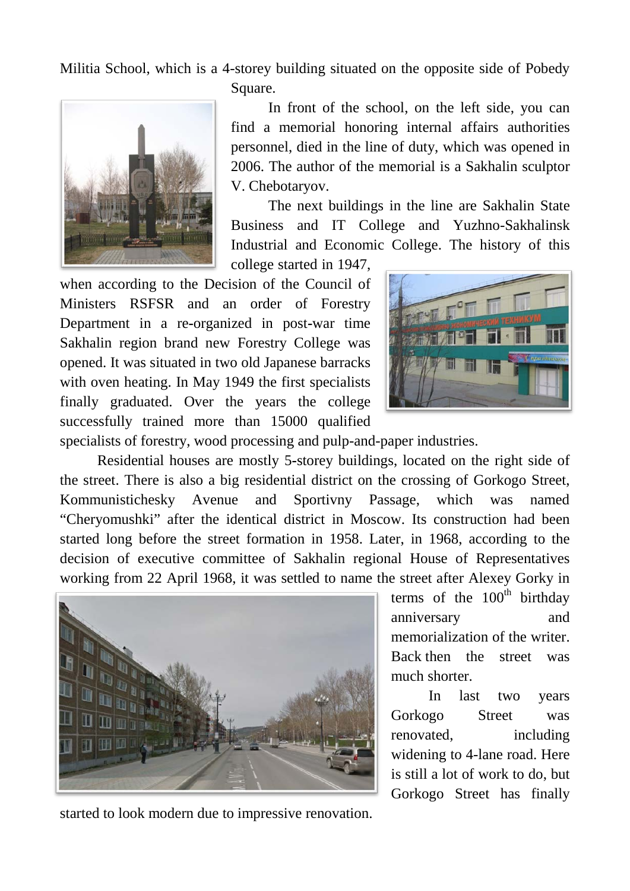Militia School, which is a 4-storey building situated on the opposite side of Pobedy Square.

In front of the school, on the left side, you can find a memorial honoring internal affairs authorities personnel, died in the line of duty, which was opened in 2006. The author of the memorial is a Sakhalin sculptor V. Chebotaryov.

The next buildings in the line are Sakhalin State Business and IT College and Yuzhno-Sakhalinsk Industrial and Economic College. The history of this college started in 1947, when according to the Decision of the Council of Ministers RSFSR and an order of Forestry Department in a re-organized in post-war time Sakhalin region brand new Forestry College was opened. It was situated in two old Japanese barracks with oven heating. In May 1949 the first specialists finally graduated. Over the years the college successfully trained more than 15000 qualified specialists of forestry, wood processing and pulp-and-paper industries.

Residential houses are mostly 5-storey buildings, located on the right side of the street. There is also a big residential district on the crossing of Gorkogo Street, Kommunistichesky Avenue and Sportivny Passage, which was named "Cheryomushki" after the identical district in Moscow. Its construction had been started long before the street formation in 1958. Later, in 1968, according to the decision of executive committee of Sakhalin regional House of Representatives working from 22 April 1968, it was settled to name the street after Alexey Gorky in terms of the 100th birthday anniversary and memorialization of the writer. Back then the street was much shorter.

In last two years Gorkogo Street was renovated, including widening to 4-lane road. Here is still a lot of work to do, but Gorkogo Street has finally started to look modern due to impressive renovation.